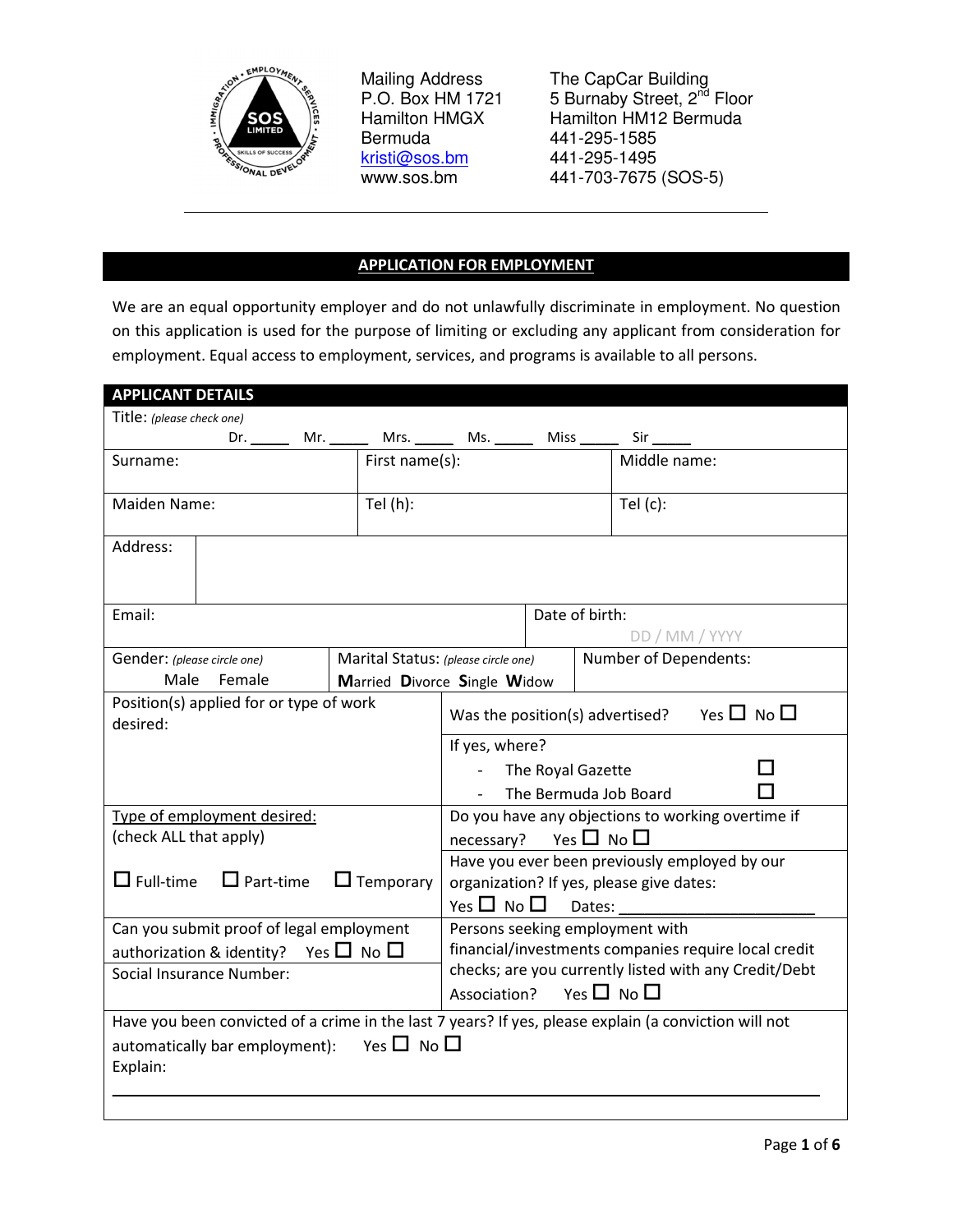Mailing Address
P.O. Box HM 1721
Hamilton HMGX
Bermuda
kristi@sos.bm
www.sos.bm

The CapCar Building
5 Burnaby Street, 2nd Floor
Hamilton HM12 Bermuda
441-295-1585
441-295-1495
441-703-7675 (SOS-5)

## APPLICATION FOR EMPLOYMENT

We are an equal opportunity employer and do not unlawfully discriminate in employment. No question on this application is used for the purpose of limiting or excluding any applicant from consideration for employment. Equal access to employment, services, and programs is available to all persons.

### APPLICANT DETAILS

Title: *(please check one)*
Dr. _____ Mr. _____ Mrs. _____ Ms. _____ Miss _____ Sir _____

| | | |
|---|---|---|
| Surname: | First name(s): | Middle name: |
| Maiden Name: | Tel (h): | Tel (c): |

Address:

| | |
|---|---|
| Email: | Date of birth: DD / MM / YYYY |

| | | |
|---|---|---|
| Gender: *(please circle one)* Male Female | Marital Status: *(please circle one)* **M**arried **D**ivorce **S**ingle **W**idow | Number of Dependents: |

| | |
|---|---|
| Position(s) applied for or type of work desired: | Was the position(s) advertised? Yes ☐ No ☐ |
| | If yes, where? - The Royal Gazette ☐ - The Bermuda Job Board ☐ |
| Type of employment desired: (check ALL that apply) ☐ Full-time ☐ Part-time ☐ Temporary | Do you have any objections to working overtime if necessary? Yes ☐ No ☐ |
| | Have you ever been previously employed by our organization? If yes, please give dates: Yes ☐ No ☐ Dates: ______________________ |
| Can you submit proof of legal employment authorization & identity? Yes ☐ No ☐ | Persons seeking employment with financial/investments companies require local credit checks; are you currently listed with any Credit/Debt Association? Yes ☐ No ☐ |
| Social Insurance Number: | |

Have you been convicted of a crime in the last 7 years? If yes, please explain (a conviction will not automatically bar employment): Yes ☐ No ☐
Explain:

______________________________________________________________________________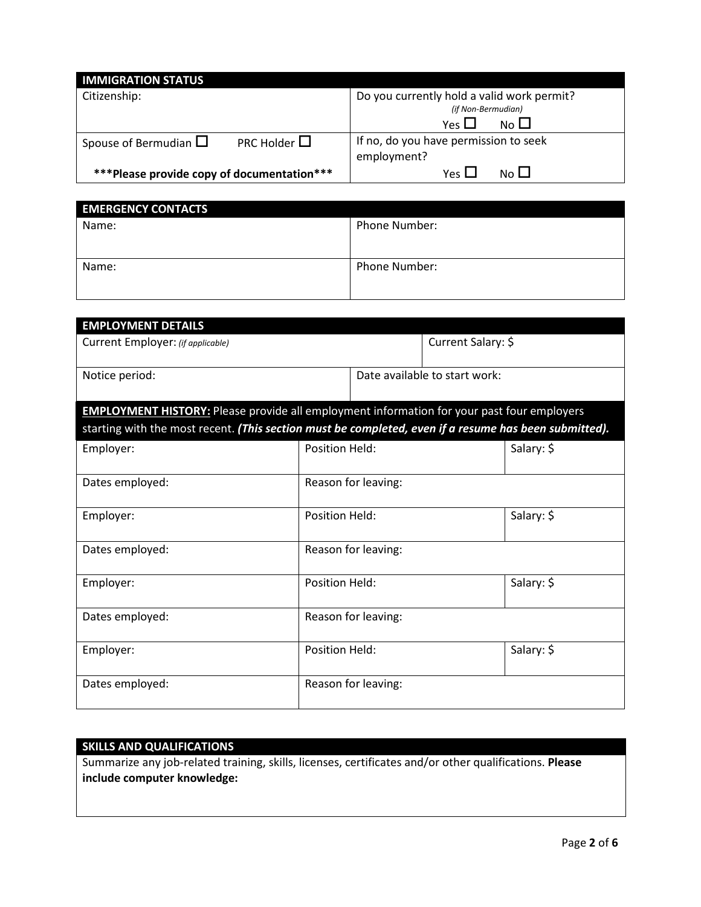## IMMIGRATION STATUS

| | |
|---|---|
| Citizenship: | Do you currently hold a valid work permit? *(if Non-Bermudian)* Yes ☐ No ☐ |
| Spouse of Bermudian ☐ PRC Holder ☐ **\*\*\*Please provide copy of documentation\*\*\*** | If no, do you have permission to seek employment? Yes ☐ No ☐ |

## EMERGENCY CONTACTS

| | |
|---|---|
| Name: | Phone Number: |
| Name: | Phone Number: |

## EMPLOYMENT DETAILS

| | |
|---|---|
| Current Employer: *(if applicable)* | Current Salary: $ |
| Notice period: | Date available to start work: |

**EMPLOYMENT HISTORY:** Please provide all employment information for your past four employers starting with the most recent. ***(This section must be completed, even if a resume has been submitted).***

| | | |
|---|---|---|
| Employer: | Position Held: | Salary: $ |
| Dates employed: | Reason for leaving: | |
| Employer: | Position Held: | Salary: $ |
| Dates employed: | Reason for leaving: | |
| Employer: | Position Held: | Salary: $ |
| Dates employed: | Reason for leaving: | |
| Employer: | Position Held: | Salary: $ |
| Dates employed: | Reason for leaving: | |

## SKILLS AND QUALIFICATIONS

Summarize any job-related training, skills, licenses, certificates and/or other qualifications. **Please include computer knowledge:**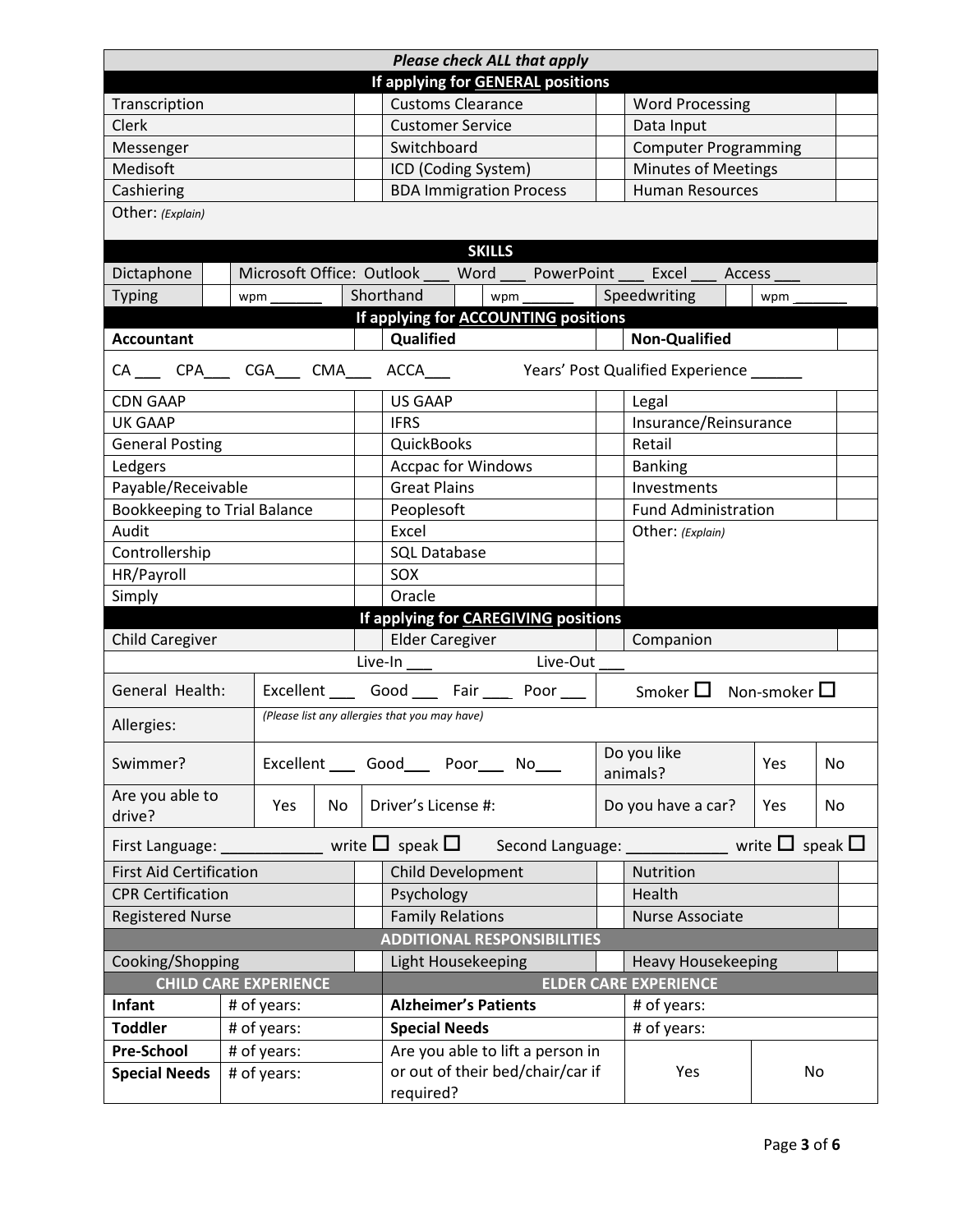***Please check ALL that apply***

**If applying for GENERAL positions**

| | | | | | |
|---|---|---|---|---|---|
| Transcription | | Customs Clearance | | Word Processing | |
| Clerk | | Customer Service | | Data Input | |
| Messenger | | Switchboard | | Computer Programming | |
| Medisoft | | ICD (Coding System) | | Minutes of Meetings | |
| Cashiering | | BDA Immigration Process | | Human Resources | |

Other: *(Explain)*

**SKILLS**

| | | | | | | | |
|---|---|---|---|---|---|---|---|
| Dictaphone | | Microsoft Office: Outlook ___ Word ___ PowerPoint ___ Excel ___ Access ___ | | | | | |
| Typing | | wpm ______ | Shorthand | | wpm ______ | Speedwriting | wpm ______ |

**If applying for ACCOUNTING positions**

| | | | | | |
|---|---|---|---|---|---|
| **Accountant** | | **Qualified** | | **Non-Qualified** | |
| CA ___ CPA___ CGA___ CMA___ ACCA___ | | Years' Post Qualified Experience ______ | | | |
| CDN GAAP | | US GAAP | | Legal | |
| UK GAAP | | IFRS | | Insurance/Reinsurance | |
| General Posting | | QuickBooks | | Retail | |
| Ledgers | | Accpac for Windows | | Banking | |
| Payable/Receivable | | Great Plains | | Investments | |
| Bookkeeping to Trial Balance | | Peoplesoft | | Fund Administration | |
| Audit | | Excel | | Other: *(Explain)* | |
| Controllership | | SQL Database | | | |
| HR/Payroll | | SOX | | | |
| Simply | | Oracle | | | |

**If applying for CAREGIVING positions**

| | | | | | |
|---|---|---|---|---|---|
| Child Caregiver | | Elder Caregiver | | Companion | |
| Live-In ___ | | Live-Out ___ | | | |
| General Health: | Excellent ___ Good ___ Fair ___ Poor ___ | | | Smoker ☐ Non-smoker ☐ | |
| Allergies: | *(Please list any allergies that you may have)* | | | | |
| Swimmer? | Excellent ___ Good___ Poor___ No___ | | Do you like animals? | Yes | No |
| Are you able to drive? | Yes | No | Driver's License #: | Do you have a car? | Yes / No |
| First Language: ____________ write ☐ speak ☐ | | | Second Language: ____________ write ☐ speak ☐ | | |
| First Aid Certification | | Child Development | | Nutrition | |
| CPR Certification | | Psychology | | Health | |
| Registered Nurse | | Family Relations | | Nurse Associate | |

**ADDITIONAL RESPONSIBILITIES**

| | | | | | |
|---|---|---|---|---|---|
| Cooking/Shopping | | Light Housekeeping | | Heavy Housekeeping | |

| CHILD CARE EXPERIENCE | | ELDER CARE EXPERIENCE | | |
|---|---|---|---|---|
| **Infant** | # of years: | **Alzheimer's Patients** | # of years: | |
| **Toddler** | # of years: | **Special Needs** | # of years: | |
| **Pre-School** | # of years: | Are you able to lift a person in or out of their bed/chair/car if required? | Yes | No |
| **Special Needs** | # of years: | | | |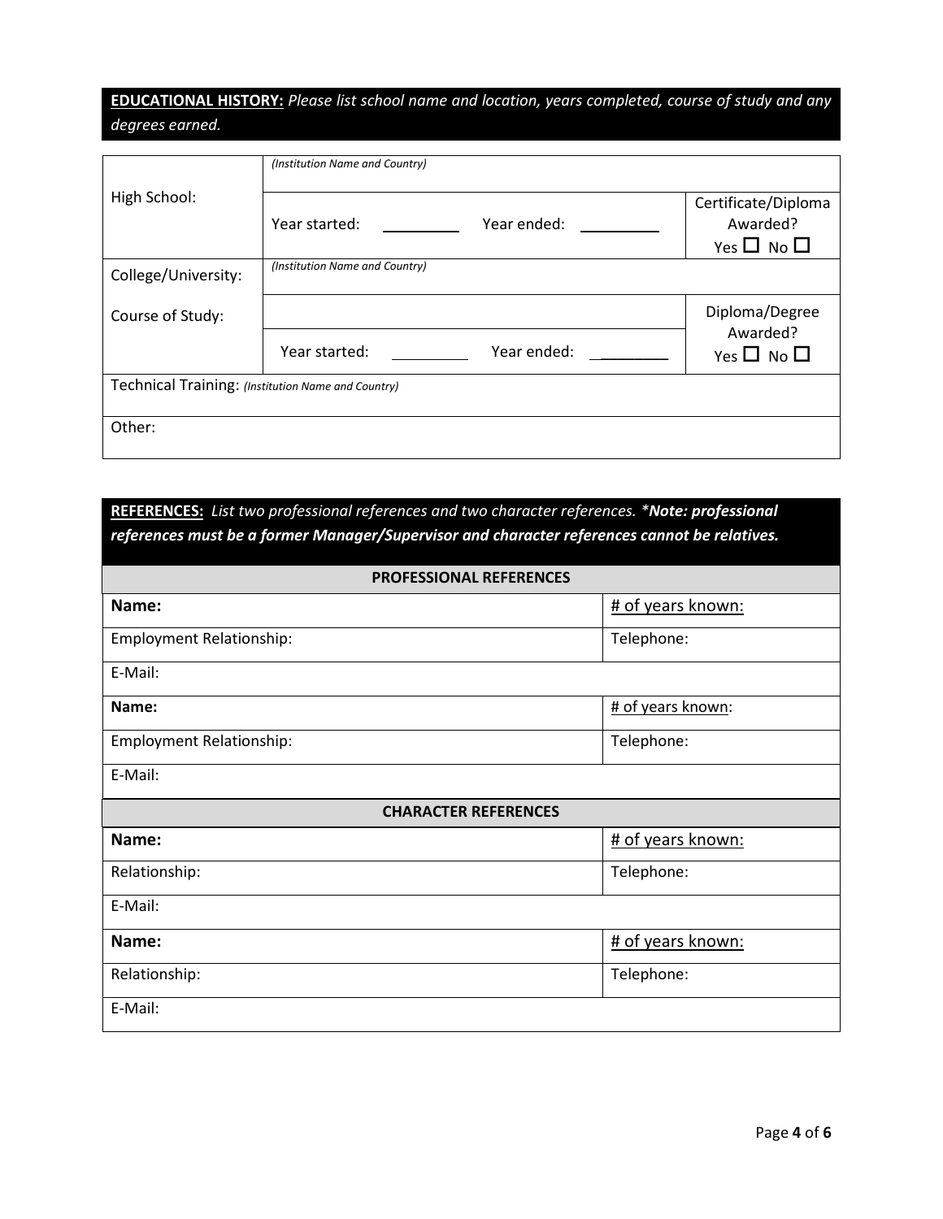**EDUCATIONAL HISTORY:** *Please list school name and location, years completed, course of study and any degrees earned.*

| | | | |
|---|---|---|---|
| High School: | *(Institution Name and Country)* | | |
| | Year started: ________ | Year ended: ________ | Certificate/Diploma Awarded? Yes ☐ No ☐ |
| College/University: | *(Institution Name and Country)* | | |
| Course of Study: | | | Diploma/Degree Awarded? Yes ☐ No ☐ |
| | Year started: ________ | Year ended: ________ | |
| Technical Training: *(Institution Name and Country)* | | | |
| Other: | | | |

**REFERENCES:** *List two professional references and two character references. \*Note: professional references must be a former Manager/Supervisor and character references cannot be relatives.*

| | |
|---|---|
| **PROFESSIONAL REFERENCES** | |
| **Name:** | # of years known: |
| Employment Relationship: | Telephone: |
| E-Mail: | |
| **Name:** | # of years known: |
| Employment Relationship: | Telephone: |
| E-Mail: | |
| **CHARACTER REFERENCES** | |
| **Name:** | # of years known: |
| Relationship: | Telephone: |
| E-Mail: | |
| **Name:** | # of years known: |
| Relationship: | Telephone: |
| E-Mail: | |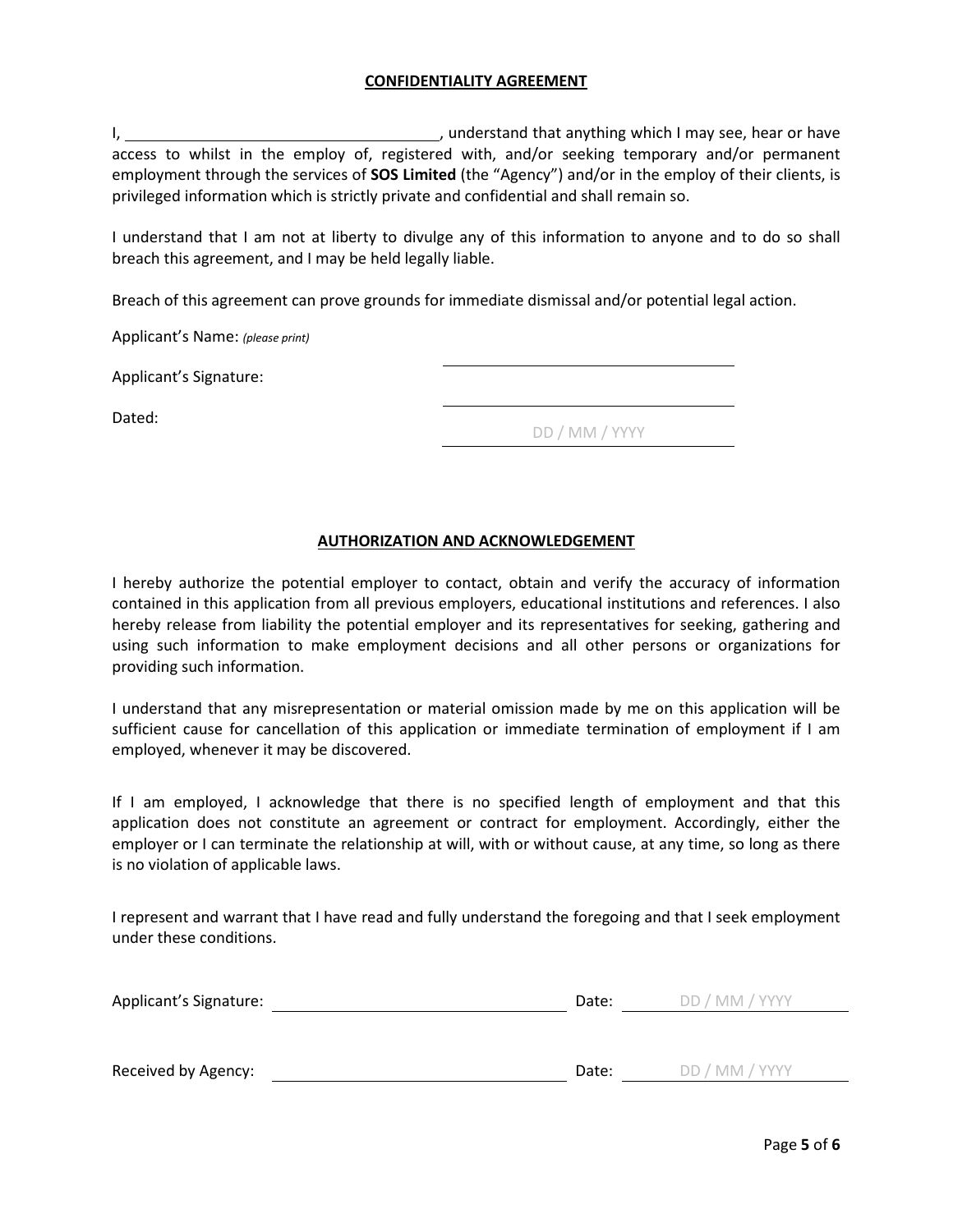## CONFIDENTIALITY AGREEMENT

I, ____________________________________, understand that anything which I may see, hear or have access to whilst in the employ of, registered with, and/or seeking temporary and/or permanent employment through the services of **SOS Limited** (the "Agency") and/or in the employ of their clients, is privileged information which is strictly private and confidential and shall remain so.

I understand that I am not at liberty to divulge any of this information to anyone and to do so shall breach this agreement, and I may be held legally liable.

Breach of this agreement can prove grounds for immediate dismissal and/or potential legal action.

Applicant's Name: *(please print)* ____________________________________

Applicant's Signature: ____________________________________

Dated: DD / MM / YYYY

## AUTHORIZATION AND ACKNOWLEDGEMENT

I hereby authorize the potential employer to contact, obtain and verify the accuracy of information contained in this application from all previous employers, educational institutions and references. I also hereby release from liability the potential employer and its representatives for seeking, gathering and using such information to make employment decisions and all other persons or organizations for providing such information.

I understand that any misrepresentation or material omission made by me on this application will be sufficient cause for cancellation of this application or immediate termination of employment if I am employed, whenever it may be discovered.

If I am employed, I acknowledge that there is no specified length of employment and that this application does not constitute an agreement or contract for employment. Accordingly, either the employer or I can terminate the relationship at will, with or without cause, at any time, so long as there is no violation of applicable laws.

I represent and warrant that I have read and fully understand the foregoing and that I seek employment under these conditions.

Applicant's Signature: ____________________________________ Date: DD / MM / YYYY

Received by Agency: ____________________________________ Date: DD / MM / YYYY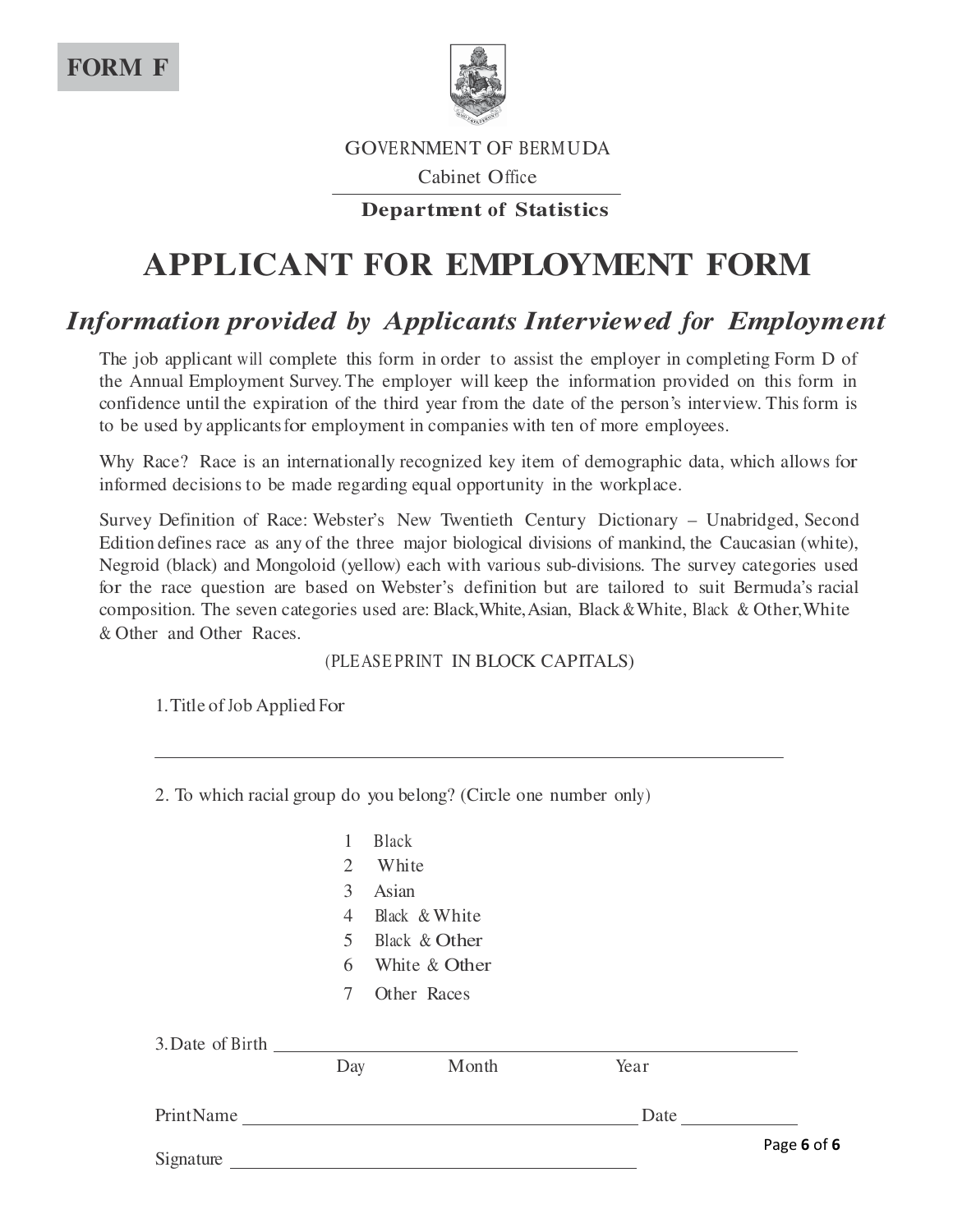**FORM F**

GOVERNMENT OF BERMUDA

Cabinet Office

**Department of Statistics**

# APPLICANT FOR EMPLOYMENT FORM

## *Information provided by Applicants Interviewed for Employment*

The job applicant will complete this form in order to assist the employer in completing Form D of the Annual Employment Survey. The employer will keep the information provided on this form in confidence until the expiration of the third year from the date of the person's interview. This form is to be used by applicants for employment in companies with ten of more employees.

Why Race? Race is an internationally recognized key item of demographic data, which allows for informed decisions to be made regarding equal opportunity in the workplace.

Survey Definition of Race: Webster's New Twentieth Century Dictionary – Unabridged, Second Edition defines race as any of the three major biological divisions of mankind, the Caucasian (white), Negroid (black) and Mongoloid (yellow) each with various sub-divisions. The survey categories used for the race question are based on Webster's definition but are tailored to suit Bermuda's racial composition. The seven categories used are: Black, White, Asian, Black & White, Black & Other, White & Other and Other Races.

(PLEASE PRINT IN BLOCK CAPITALS)

1. Title of Job Applied For

\_\_\_\_\_\_\_\_\_\_\_\_\_\_\_\_\_\_\_\_\_\_\_\_\_\_\_\_\_\_\_\_\_\_\_\_\_\_\_\_\_\_\_\_\_\_\_\_\_\_\_\_

2. To which racial group do you belong? (Circle one number only)

1 Black
2 White
3 Asian
4 Black & White
5 Black & Other
6 White & Other
7 Other Races

3. Date of Birth \_\_\_\_\_\_\_\_\_\_\_\_\_\_\_\_\_\_\_\_\_\_\_\_\_\_\_\_\_\_\_\_\_\_\_\_\_\_\_\_\_\_\_\_
Day Month Year

Print Name \_\_\_\_\_\_\_\_\_\_\_\_\_\_\_\_\_\_\_\_\_\_\_\_\_\_\_\_\_\_\_\_ Date \_\_\_\_\_\_\_\_\_\_

Signature \_\_\_\_\_\_\_\_\_\_\_\_\_\_\_\_\_\_\_\_\_\_\_\_\_\_\_\_\_\_\_\_